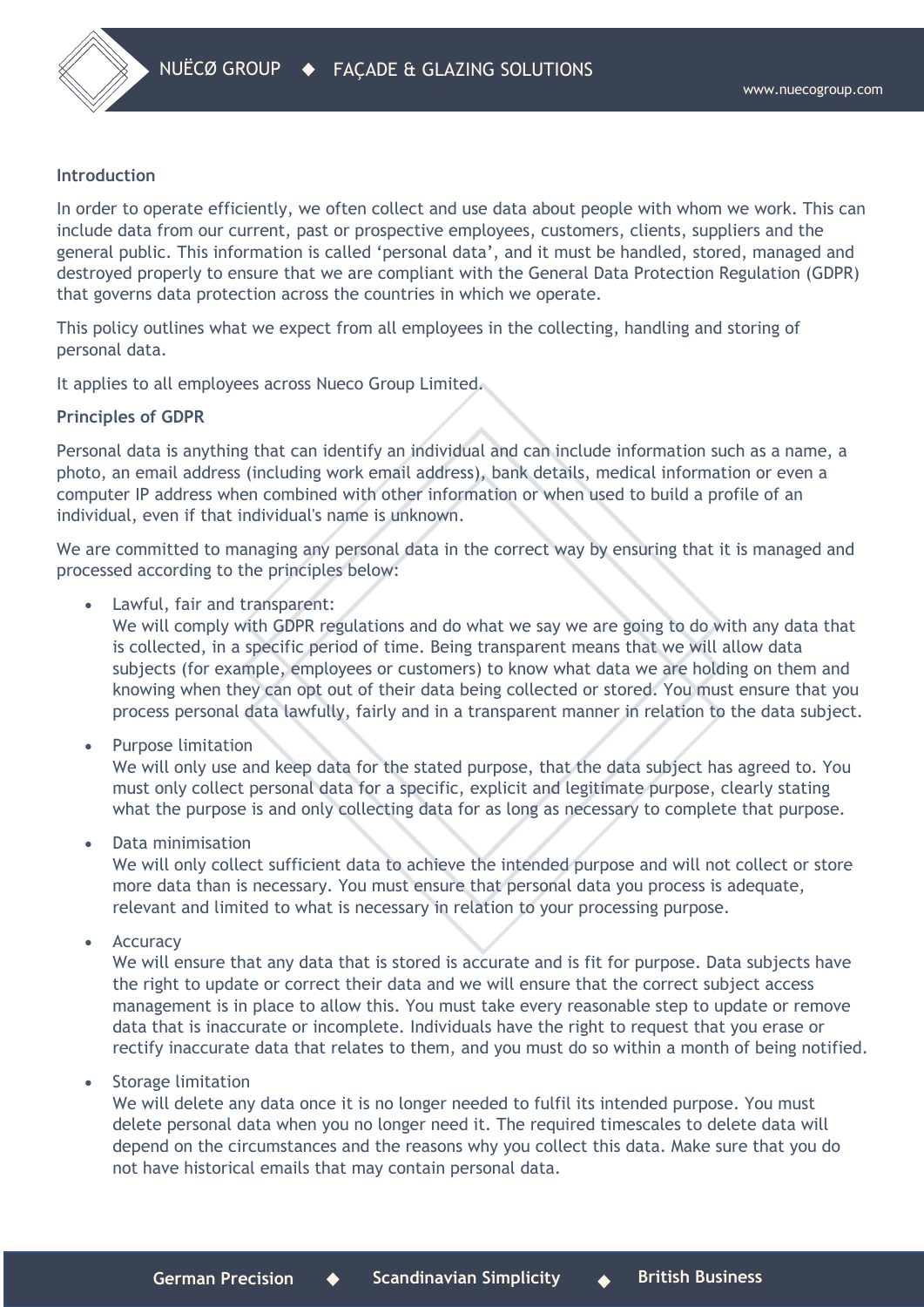## Introduction

In order to operate efficiently, we often collect and use data about people with whom we work. This can include data from our current, past or prospective employees, customers, clients, suppliers and the general public. This information is called 'personal data', and it must be handled, stored, managed and destroyed properly to ensure that we are compliant with the General Data Protection Regulation (GDPR) that governs data protection across the countries in which we operate.

This policy outlines what we expect from all employees in the collecting, handling and storing of personal data.

It applies to all employees across Nueco Group Limited.

## Principles of GDPR

Personal data is anything that can identify an individual and can include information such as a name, a photo, an email address (including work email address), bank details, medical information or even a computer IP address when combined with other information or when used to build a profile of an individual, even if that individual's name is unknown.

We are committed to managing any personal data in the correct way by ensuring that it is managed and processed according to the principles below:

- Lawful, fair and transparent:
  We will comply with GDPR regulations and do what we say we are going to do with any data that is collected, in a specific period of time. Being transparent means that we will allow data subjects (for example, employees or customers) to know what data we are holding on them and knowing when they can opt out of their data being collected or stored. You must ensure that you process personal data lawfully, fairly and in a transparent manner in relation to the data subject.

- Purpose limitation
  We will only use and keep data for the stated purpose, that the data subject has agreed to. You must only collect personal data for a specific, explicit and legitimate purpose, clearly stating what the purpose is and only collecting data for as long as necessary to complete that purpose.

- Data minimisation
  We will only collect sufficient data to achieve the intended purpose and will not collect or store more data than is necessary. You must ensure that personal data you process is adequate, relevant and limited to what is necessary in relation to your processing purpose.

- Accuracy
  We will ensure that any data that is stored is accurate and is fit for purpose. Data subjects have the right to update or correct their data and we will ensure that the correct subject access management is in place to allow this. You must take every reasonable step to update or remove data that is inaccurate or incomplete. Individuals have the right to request that you erase or rectify inaccurate data that relates to them, and you must do so within a month of being notified.

- Storage limitation
  We will delete any data once it is no longer needed to fulfil its intended purpose. You must delete personal data when you no longer need it. The required timescales to delete data will depend on the circumstances and the reasons why you collect this data. Make sure that you do not have historical emails that may contain personal data.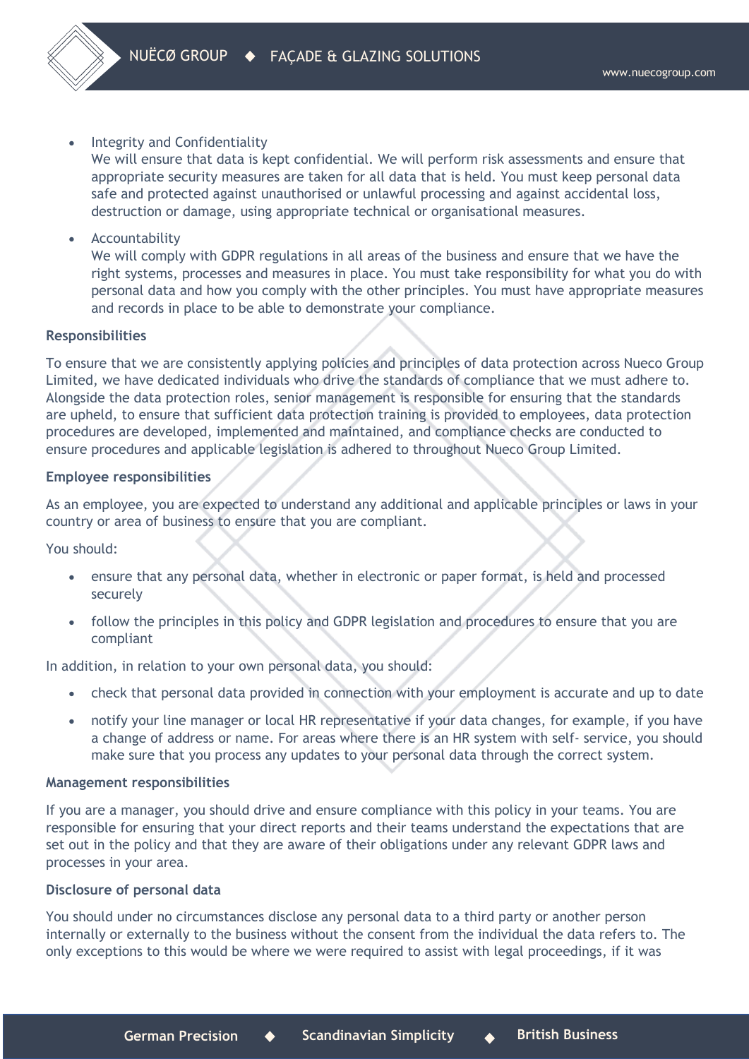- Integrity and Confidentiality
  We will ensure that data is kept confidential. We will perform risk assessments and ensure that appropriate security measures are taken for all data that is held. You must keep personal data safe and protected against unauthorised or unlawful processing and against accidental loss, destruction or damage, using appropriate technical or organisational measures.

- Accountability
  We will comply with GDPR regulations in all areas of the business and ensure that we have the right systems, processes and measures in place. You must take responsibility for what you do with personal data and how you comply with the other principles. You must have appropriate measures and records in place to be able to demonstrate your compliance.

**Responsibilities**

To ensure that we are consistently applying policies and principles of data protection across Nueco Group Limited, we have dedicated individuals who drive the standards of compliance that we must adhere to. Alongside the data protection roles, senior management is responsible for ensuring that the standards are upheld, to ensure that sufficient data protection training is provided to employees, data protection procedures are developed, implemented and maintained, and compliance checks are conducted to ensure procedures and applicable legislation is adhered to throughout Nueco Group Limited.

**Employee responsibilities**

As an employee, you are expected to understand any additional and applicable principles or laws in your country or area of business to ensure that you are compliant.

You should:

- ensure that any personal data, whether in electronic or paper format, is held and processed securely
- follow the principles in this policy and GDPR legislation and procedures to ensure that you are compliant

In addition, in relation to your own personal data, you should:

- check that personal data provided in connection with your employment is accurate and up to date
- notify your line manager or local HR representative if your data changes, for example, if you have a change of address or name. For areas where there is an HR system with self- service, you should make sure that you process any updates to your personal data through the correct system.

**Management responsibilities**

If you are a manager, you should drive and ensure compliance with this policy in your teams. You are responsible for ensuring that your direct reports and their teams understand the expectations that are set out in the policy and that they are aware of their obligations under any relevant GDPR laws and processes in your area.

**Disclosure of personal data**

You should under no circumstances disclose any personal data to a third party or another person internally or externally to the business without the consent from the individual the data refers to. The only exceptions to this would be where we were required to assist with legal proceedings, if it was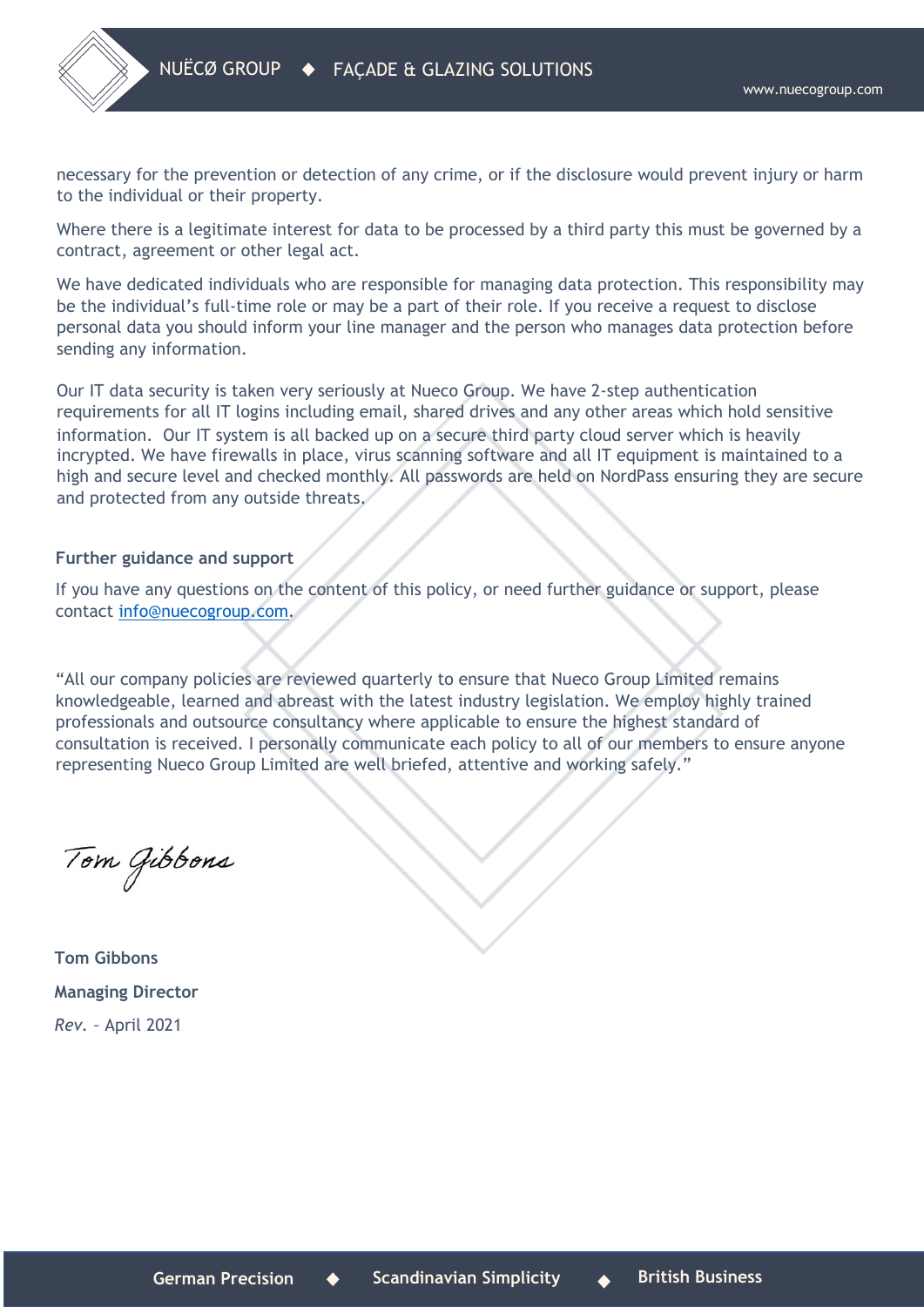necessary for the prevention or detection of any crime, or if the disclosure would prevent injury or harm to the individual or their property.

Where there is a legitimate interest for data to be processed by a third party this must be governed by a contract, agreement or other legal act.

We have dedicated individuals who are responsible for managing data protection. This responsibility may be the individual's full-time role or may be a part of their role. If you receive a request to disclose personal data you should inform your line manager and the person who manages data protection before sending any information.

Our IT data security is taken very seriously at Nueco Group. We have 2-step authentication requirements for all IT logins including email, shared drives and any other areas which hold sensitive information. Our IT system is all backed up on a secure third party cloud server which is heavily incrypted. We have firewalls in place, virus scanning software and all IT equipment is maintained to a high and secure level and checked monthly. All passwords are held on NordPass ensuring they are secure and protected from any outside threats.

**Further guidance and support**

If you have any questions on the content of this policy, or need further guidance or support, please contact info@nuecogroup.com.

"All our company policies are reviewed quarterly to ensure that Nueco Group Limited remains knowledgeable, learned and abreast with the latest industry legislation. We employ highly trained professionals and outsource consultancy where applicable to ensure the highest standard of consultation is received. I personally communicate each policy to all of our members to ensure anyone representing Nueco Group Limited are well briefed, attentive and working safely."

Tom Gibbons

**Tom Gibbons**

**Managing Director**

*Rev.* – April 2021